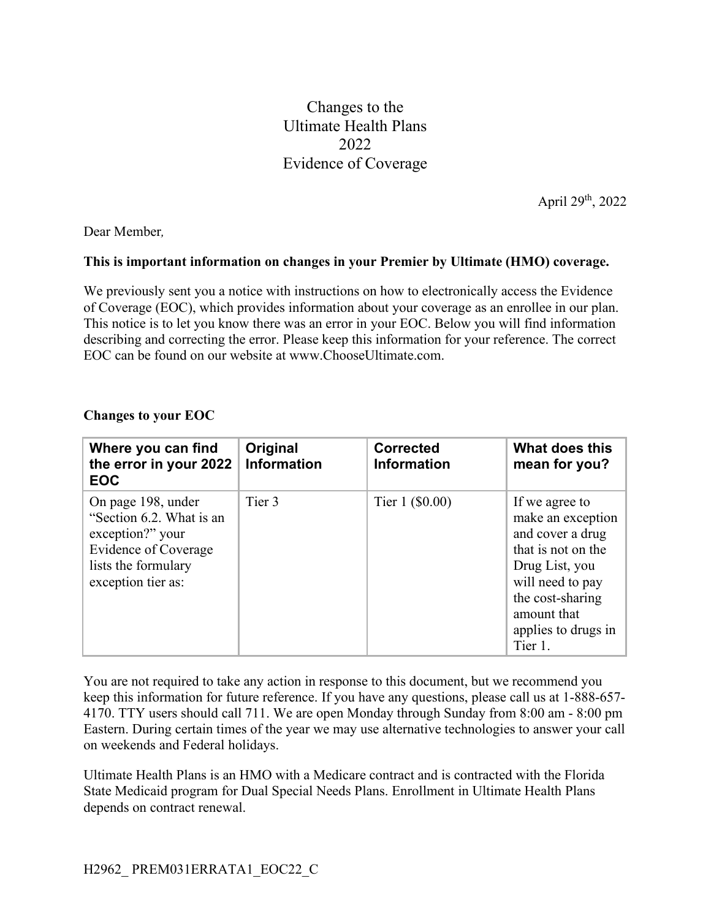# Changes to the Ultimate Health Plans 2022 Evidence of Coverage

April 29th, 2022

Dear Member,

**This is important information on changes in your Premier by Ultimate (HMO) coverage.**

We previously sent you a notice with instructions on how to electronically access the Evidence of Coverage (EOC), which provides information about your coverage as an enrollee in our plan. This notice is to let you know there was an error in your EOC. Below you will find information describing and correcting the error. Please keep this information for your reference. The correct EOC can be found on our website at www.ChooseUltimate.com.

**Changes to your EOC**

| Where you can find the error in your 2022 EOC | Original Information | Corrected Information | What does this mean for you? |
| --- | --- | --- | --- |
| On page 198, under "Section 6.2. What is an exception?" your Evidence of Coverage lists the formulary exception tier as: | Tier 3 | Tier 1 ($0.00) | If we agree to make an exception and cover a drug that is not on the Drug List, you will need to pay the cost-sharing amount that applies to drugs in Tier 1. |

You are not required to take any action in response to this document, but we recommend you keep this information for future reference. If you have any questions, please call us at 1-888-657-4170. TTY users should call 711. We are open Monday through Sunday from 8:00 am - 8:00 pm Eastern. During certain times of the year we may use alternative technologies to answer your call on weekends and Federal holidays.

Ultimate Health Plans is an HMO with a Medicare contract and is contracted with the Florida State Medicaid program for Dual Special Needs Plans. Enrollment in Ultimate Health Plans depends on contract renewal.

H2962_ PREM031ERRATA1_EOC22_C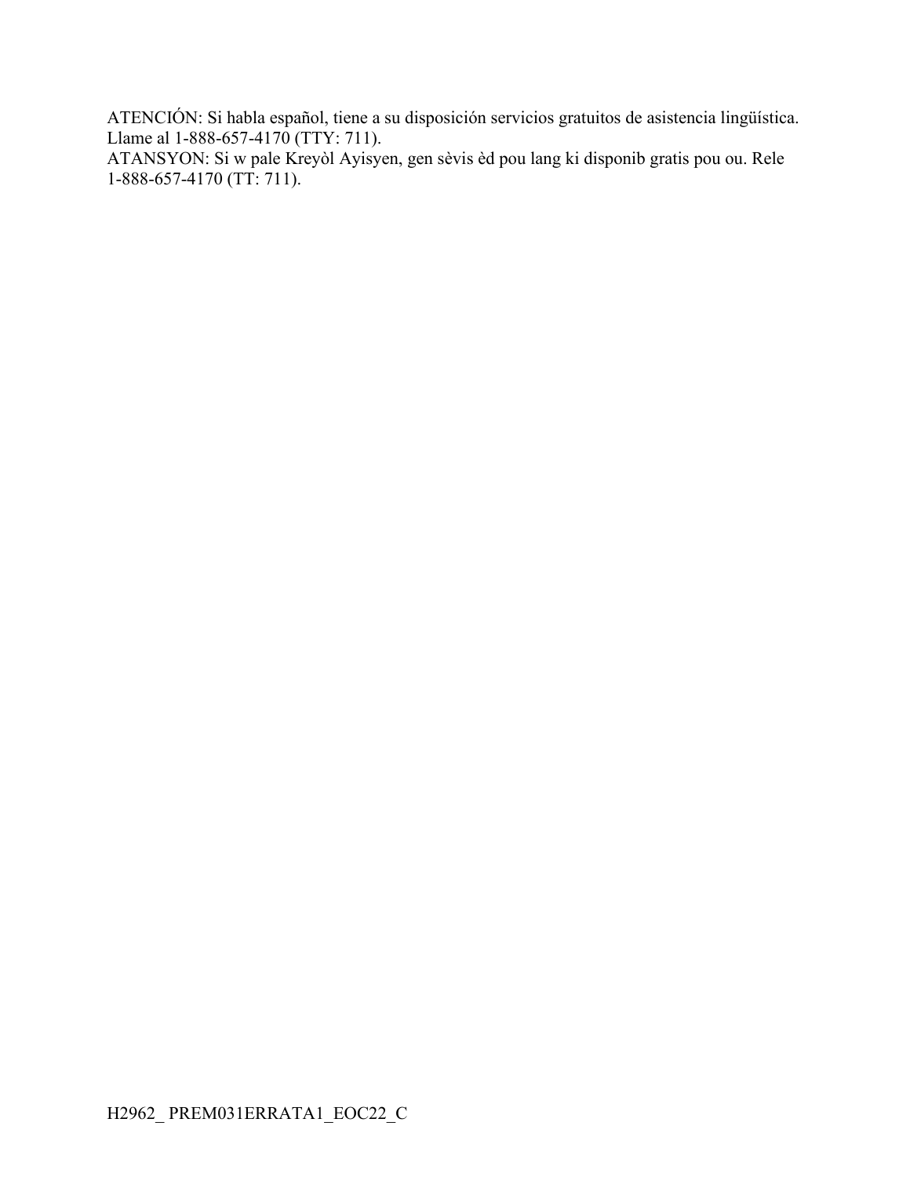ATENCIÓN: Si habla español, tiene a su disposición servicios gratuitos de asistencia lingüística. Llame al 1-888-657-4170 (TTY: 711).

ATANSYON: Si w pale Kreyòl Ayisyen, gen sèvis èd pou lang ki disponib gratis pou ou. Rele 1-888-657-4170 (TT: 711).

H2962_ PREM031ERRATA1_EOC22_C